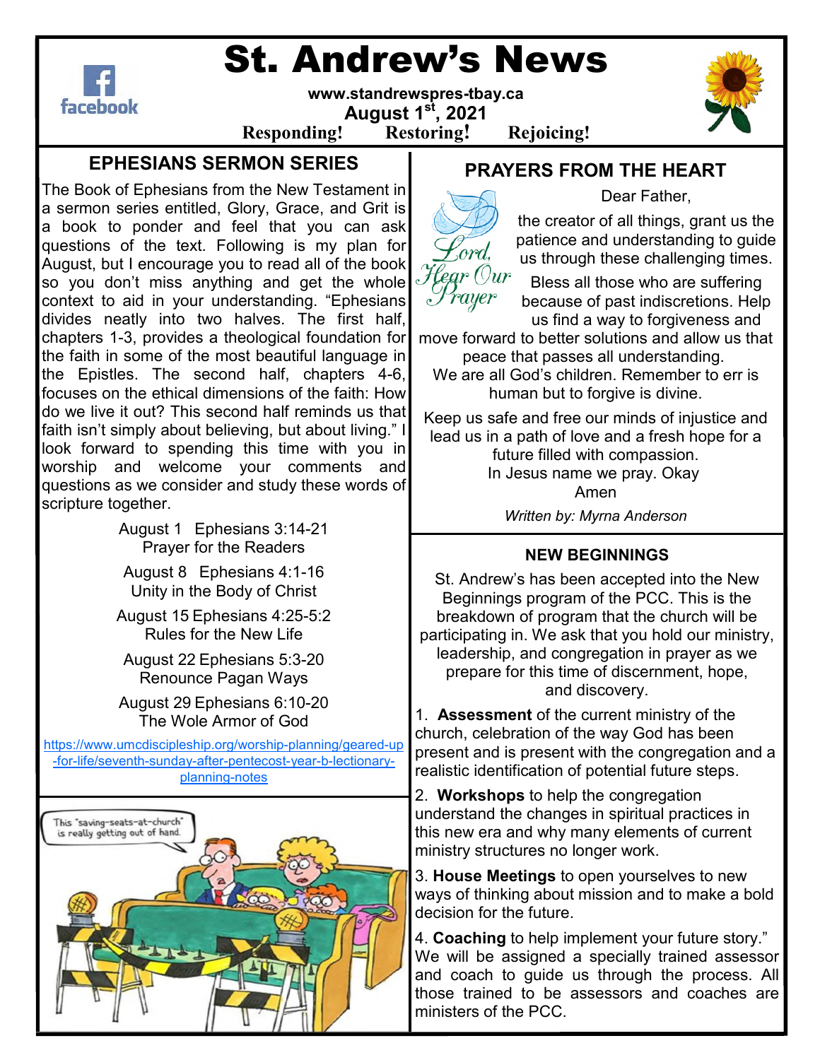# St. Andrew's News

www.standrewspres-tbay.ca

August 1st, 2021

**Responding! Restoring! Rejoicing!**

## EPHESIANS SERMON SERIES

The Book of Ephesians from the New Testament in a sermon series entitled, Glory, Grace, and Grit is a book to ponder and feel that you can ask questions of the text. Following is my plan for August, but I encourage you to read all of the book so you don't miss anything and get the whole context to aid in your understanding. "Ephesians divides neatly into two halves. The first half, chapters 1-3, provides a theological foundation for the faith in some of the most beautiful language in the Epistles. The second half, chapters 4-6, focuses on the ethical dimensions of the faith: How do we live it out? This second half reminds us that faith isn't simply about believing, but about living." I look forward to spending this time with you in worship and welcome your comments and questions as we consider and study these words of scripture together.

August 1 Ephesians 3:14-21
Prayer for the Readers

August 8 Ephesians 4:1-16
Unity in the Body of Christ

August 15 Ephesians 4:25-5:2
Rules for the New Life

August 22 Ephesians 5:3-20
Renounce Pagan Ways

August 29 Ephesians 6:10-20
The Wole Armor of God

https://www.umcdiscipleship.org/worship-planning/geared-up-for-life/seventh-sunday-after-pentecost-year-b-lectionary-planning-notes

This "saving-seats-at-church" is really getting out of hand.

## PRAYERS FROM THE HEART

Lord, Hear Our Prayer

Dear Father,

the creator of all things, grant us the patience and understanding to guide us through these challenging times.

Bless all those who are suffering because of past indiscretions. Help us find a way to forgiveness and move forward to better solutions and allow us that peace that passes all understanding.
We are all God's children. Remember to err is human but to forgive is divine.

Keep us safe and free our minds of injustice and lead us in a path of love and a fresh hope for a future filled with compassion.
In Jesus name we pray. Okay
Amen

*Written by: Myrna Anderson*

### NEW BEGINNINGS

St. Andrew's has been accepted into the New Beginnings program of the PCC. This is the breakdown of program that the church will be participating in. We ask that you hold our ministry, leadership, and congregation in prayer as we prepare for this time of discernment, hope, and discovery.

1. **Assessment** of the current ministry of the church, celebration of the way God has been present and is present with the congregation and a realistic identification of potential future steps.

2. **Workshops** to help the congregation understand the changes in spiritual practices in this new era and why many elements of current ministry structures no longer work.

3. **House Meetings** to open yourselves to new ways of thinking about mission and to make a bold decision for the future.

4. **Coaching** to help implement your future story." We will be assigned a specially trained assessor and coach to guide us through the process. All those trained to be assessors and coaches are ministers of the PCC.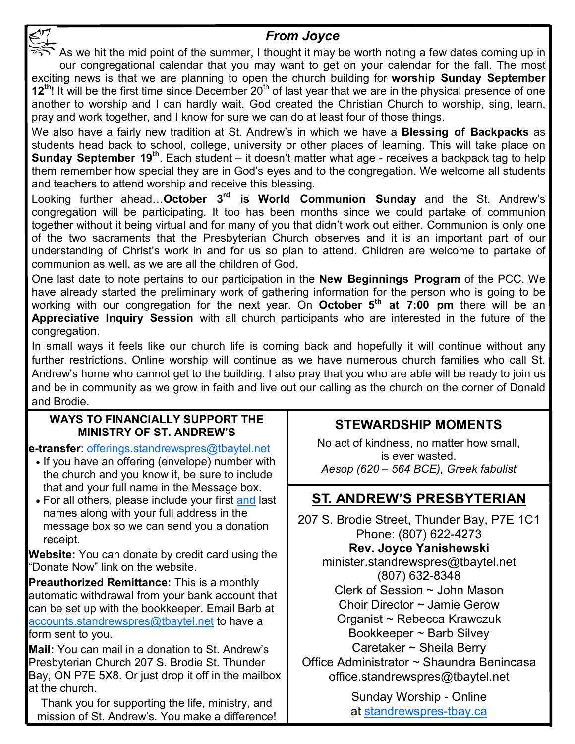## *From Joyce*

As we hit the mid point of the summer, I thought it may be worth noting a few dates coming up in our congregational calendar that you may want to get on your calendar for the fall. The most exciting news is that we are planning to open the church building for **worship Sunday September 12th**! It will be the first time since December 20th of last year that we are in the physical presence of one another to worship and I can hardly wait. God created the Christian Church to worship, sing, learn, pray and work together, and I know for sure we can do at least four of those things.

We also have a fairly new tradition at St. Andrew's in which we have a **Blessing of Backpacks** as students head back to school, college, university or other places of learning. This will take place on **Sunday September 19th**. Each student – it doesn't matter what age - receives a backpack tag to help them remember how special they are in God's eyes and to the congregation. We welcome all students and teachers to attend worship and receive this blessing.

Looking further ahead…**October 3rd is World Communion Sunday** and the St. Andrew's congregation will be participating. It too has been months since we could partake of communion together without it being virtual and for many of you that didn't work out either. Communion is only one of the two sacraments that the Presbyterian Church observes and it is an important part of our understanding of Christ's work in and for us so plan to attend. Children are welcome to partake of communion as well, as we are all the children of God.

One last date to note pertains to our participation in the **New Beginnings Program** of the PCC. We have already started the preliminary work of gathering information for the person who is going to be working with our congregation for the next year. On **October 5th at 7:00 pm** there will be an **Appreciative Inquiry Session** with all church participants who are interested in the future of the congregation.

In small ways it feels like our church life is coming back and hopefully it will continue without any further restrictions. Online worship will continue as we have numerous church families who call St. Andrew's home who cannot get to the building. I also pray that you who are able will be ready to join us and be in community as we grow in faith and live out our calling as the church on the corner of Donald and Brodie.

### WAYS TO FINANCIALLY SUPPORT THE MINISTRY OF ST. ANDREW'S

**e-transfer**: offerings.standrewspres@tbaytel.net

- If you have an offering (envelope) number with the church and you know it, be sure to include that and your full name in the Message box.
- For all others, please include your first and last names along with your full address in the message box so we can send you a donation receipt.

**Website:** You can donate by credit card using the "Donate Now" link on the website.

**Preauthorized Remittance:** This is a monthly automatic withdrawal from your bank account that can be set up with the bookkeeper. Email Barb at accounts.standrewspres@tbaytel.net to have a form sent to you.

**Mail:** You can mail in a donation to St. Andrew's Presbyterian Church 207 S. Brodie St. Thunder Bay, ON P7E 5X8. Or just drop it off in the mailbox at the church.

Thank you for supporting the life, ministry, and mission of St. Andrew's. You make a difference!

### STEWARDSHIP MOMENTS

No act of kindness, no matter how small, is ever wasted.
*Aesop (620 – 564 BCE), Greek fabulist*

### ST. ANDREW'S PRESBYTERIAN

207 S. Brodie Street, Thunder Bay, P7E 1C1
Phone: (807) 622-4273
**Rev. Joyce Yanishewski**
minister.standrewspres@tbaytel.net
(807) 632-8348
Clerk of Session ~ John Mason
Choir Director ~ Jamie Gerow
Organist ~ Rebecca Krawczuk
Bookkeeper ~ Barb Silvey
Caretaker ~ Sheila Berry
Office Administrator ~ Shaundra Benincasa
office.standrewspres@tbaytel.net

Sunday Worship - Online
at standrewspres-tbay.ca